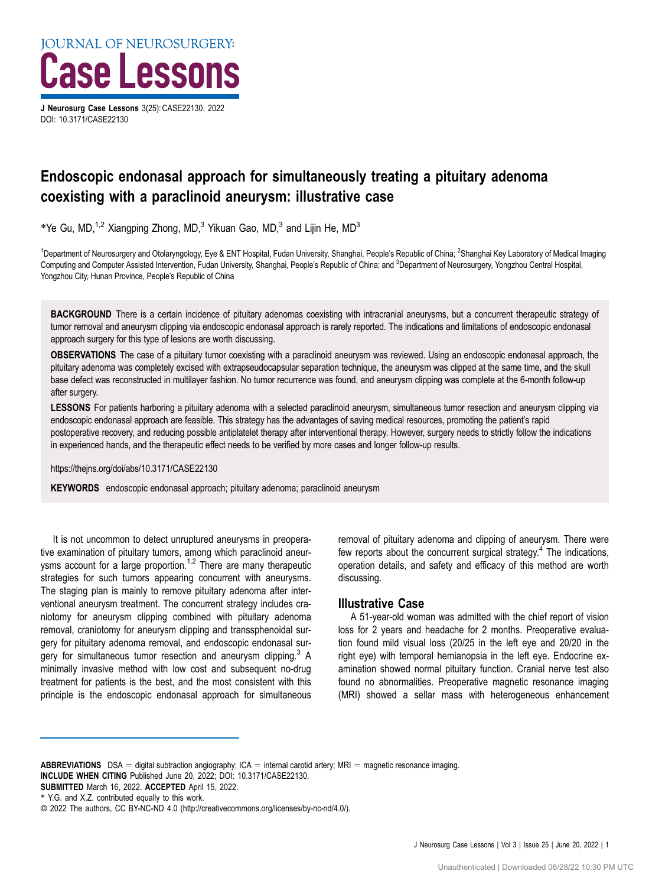JOURNAL OF NEUROSURGERY:
**Case Lessons**

**J Neurosurg Case Lessons** 3(25): CASE22130, 2022
DOI: 10.3171/CASE22130

# Endoscopic endonasal approach for simultaneously treating a pituitary adenoma coexisting with a paraclinoid aneurysm: illustrative case

*Ye Gu, MD,[1,2] Xiangping Zhong, MD,[3] Yikuan Gao, MD,[3] and Lijin He, MD[3]

[1]Department of Neurosurgery and Otolaryngology, Eye & ENT Hospital, Fudan University, Shanghai, People's Republic of China; [2]Shanghai Key Laboratory of Medical Imaging Computing and Computer Assisted Intervention, Fudan University, Shanghai, People's Republic of China; and [3]Department of Neurosurgery, Yongzhou Central Hospital, Yongzhou City, Hunan Province, People's Republic of China

**BACKGROUND** There is a certain incidence of pituitary adenomas coexisting with intracranial aneurysms, but a concurrent therapeutic strategy of tumor removal and aneurysm clipping via endoscopic endonasal approach is rarely reported. The indications and limitations of endoscopic endonasal approach surgery for this type of lesions are worth discussing.

**OBSERVATIONS** The case of a pituitary tumor coexisting with a paraclinoid aneurysm was reviewed. Using an endoscopic endonasal approach, the pituitary adenoma was completely excised with extrapseudocapsular separation technique, the aneurysm was clipped at the same time, and the skull base defect was reconstructed in multilayer fashion. No tumor recurrence was found, and aneurysm clipping was complete at the 6-month follow-up after surgery.

**LESSONS** For patients harboring a pituitary adenoma with a selected paraclinoid aneurysm, simultaneous tumor resection and aneurysm clipping via endoscopic endonasal approach are feasible. This strategy has the advantages of saving medical resources, promoting the patient's rapid postoperative recovery, and reducing possible antiplatelet therapy after interventional therapy. However, surgery needs to strictly follow the indications in experienced hands, and the therapeutic effect needs to be verified by more cases and longer follow-up results.

https://thejns.org/doi/abs/10.3171/CASE22130

**KEYWORDS** endoscopic endonasal approach; pituitary adenoma; paraclinoid aneurysm

It is not uncommon to detect unruptured aneurysms in preoperative examination of pituitary tumors, among which paraclinoid aneurysms account for a large proportion.[1,2] There are many therapeutic strategies for such tumors appearing concurrent with aneurysms. The staging plan is mainly to remove pituitary adenoma after interventional aneurysm treatment. The concurrent strategy includes craniotomy for aneurysm clipping combined with pituitary adenoma removal, craniotomy for aneurysm clipping and transsphenoidal surgery for pituitary adenoma removal, and endoscopic endonasal surgery for simultaneous tumor resection and aneurysm clipping.[3] A minimally invasive method with low cost and subsequent no-drug treatment for patients is the best, and the most consistent with this principle is the endoscopic endonasal approach for simultaneous removal of pituitary adenoma and clipping of aneurysm. There were few reports about the concurrent surgical strategy.[4] The indications, operation details, and safety and efficacy of this method are worth discussing.

## Illustrative Case

A 51-year-old woman was admitted with the chief report of vision loss for 2 years and headache for 2 months. Preoperative evaluation found mild visual loss (20/25 in the left eye and 20/20 in the right eye) with temporal hemianopsia in the left eye. Endocrine examination showed normal pituitary function. Cranial nerve test also found no abnormalities. Preoperative magnetic resonance imaging (MRI) showed a sellar mass with heterogeneous enhancement

**ABBREVIATIONS** DSA = digital subtraction angiography; ICA = internal carotid artery; MRI = magnetic resonance imaging.
**INCLUDE WHEN CITING** Published June 20, 2022; DOI: 10.3171/CASE22130.
**SUBMITTED** March 16, 2022. **ACCEPTED** April 15, 2022.
* Y.G. and X.Z. contributed equally to this work.
© 2022 The authors, CC BY-NC-ND 4.0 (http://creativecommons.org/licenses/by-nc-nd/4.0/).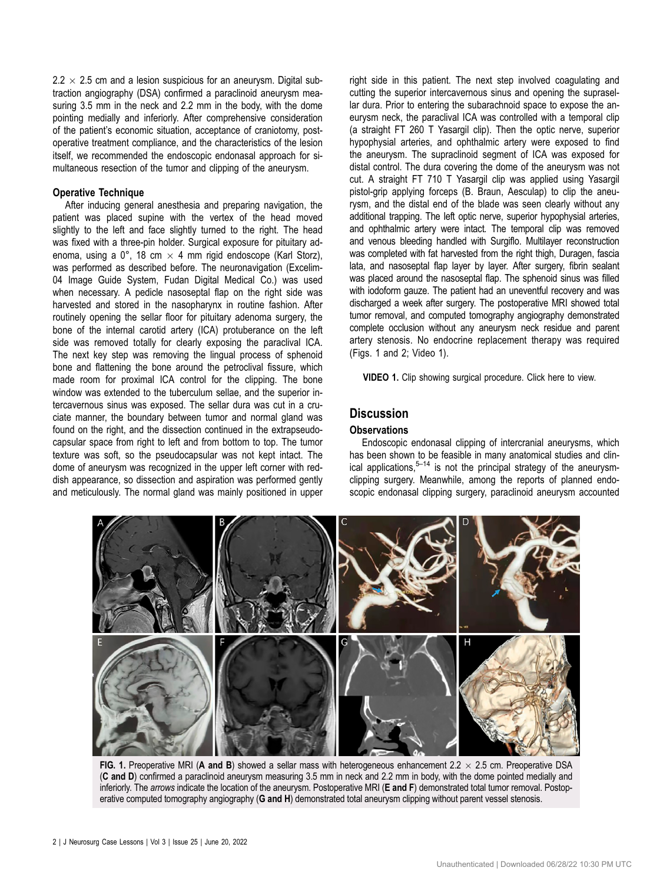2.2 × 2.5 cm and a lesion suspicious for an aneurysm. Digital subtraction angiography (DSA) confirmed a paraclinoid aneurysm measuring 3.5 mm in the neck and 2.2 mm in the body, with the dome pointing medially and inferiorly. After comprehensive consideration of the patient's economic situation, acceptance of craniotomy, postoperative treatment compliance, and the characteristics of the lesion itself, we recommended the endoscopic endonasal approach for simultaneous resection of the tumor and clipping of the aneurysm.

### Operative Technique

After inducing general anesthesia and preparing navigation, the patient was placed supine with the vertex of the head moved slightly to the left and face slightly turned to the right. The head was fixed with a three-pin holder. Surgical exposure for pituitary adenoma, using a 0°, 18 cm × 4 mm rigid endoscope (Karl Storz), was performed as described before. The neuronavigation (Excelim-04 Image Guide System, Fudan Digital Medical Co.) was used when necessary. A pedicle nasoseptal flap on the right side was harvested and stored in the nasopharynx in routine fashion. After routinely opening the sellar floor for pituitary adenoma surgery, the bone of the internal carotid artery (ICA) protuberance on the left side was removed totally for clearly exposing the paraclival ICA. The next key step was removing the lingual process of sphenoid bone and flattening the bone around the petroclival fissure, which made room for proximal ICA control for the clipping. The bone window was extended to the tuberculum sellae, and the superior intercavernous sinus was exposed. The sellar dura was cut in a cruciate manner, the boundary between tumor and normal gland was found on the right, and the dissection continued in the extrapseudocapsular space from right to left and from bottom to top. The tumor texture was soft, so the pseudocapsular was not kept intact. The dome of aneurysm was recognized in the upper left corner with reddish appearance, so dissection and aspiration was performed gently and meticulously. The normal gland was mainly positioned in upper right side in this patient. The next step involved coagulating and cutting the superior intercavernous sinus and opening the suprasellar dura. Prior to entering the subarachnoid space to expose the aneurysm neck, the paraclival ICA was controlled with a temporal clip (a straight FT 260 T Yasargil clip). Then the optic nerve, superior hypophysial arteries, and ophthalmic artery were exposed to find the aneurysm. The supraclinoid segment of ICA was exposed for distal control. The dura covering the dome of the aneurysm was not cut. A straight FT 710 T Yasargil clip was applied using Yasargil pistol-grip applying forceps (B. Braun, Aesculap) to clip the aneurysm, and the distal end of the blade was seen clearly without any additional trapping. The left optic nerve, superior hypophysial arteries, and ophthalmic artery were intact. The temporal clip was removed and venous bleeding handled with Surgiflo. Multilayer reconstruction was completed with fat harvested from the right thigh, Duragen, fascia lata, and nasoseptal flap layer by layer. After surgery, fibrin sealant was placed around the nasoseptal flap. The sphenoid sinus was filled with iodoform gauze. The patient had an uneventful recovery and was discharged a week after surgery. The postoperative MRI showed total tumor removal, and computed tomography angiography demonstrated complete occlusion without any aneurysm neck residue and parent artery stenosis. No endocrine replacement therapy was required (Figs. 1 and 2; Video 1).

**VIDEO 1.** Clip showing surgical procedure. Click here to view.

## Discussion

### Observations

Endoscopic endonasal clipping of intercranial aneurysms, which has been shown to be feasible in many anatomical studies and clinical applications,[5–14] is not the principal strategy of the aneurysm-clipping surgery. Meanwhile, among the reports of planned endoscopic endonasal clipping surgery, paraclinoid aneurysm accounted

**FIG. 1.** Preoperative MRI (**A and B**) showed a sellar mass with heterogeneous enhancement 2.2 × 2.5 cm. Preoperative DSA (**C and D**) confirmed a paraclinoid aneurysm measuring 3.5 mm in neck and 2.2 mm in body, with the dome pointed medially and inferiorly. The *arrows* indicate the location of the aneurysm. Postoperative MRI (**E and F**) demonstrated total tumor removal. Postoperative computed tomography angiography (**G and H**) demonstrated total aneurysm clipping without parent vessel stenosis.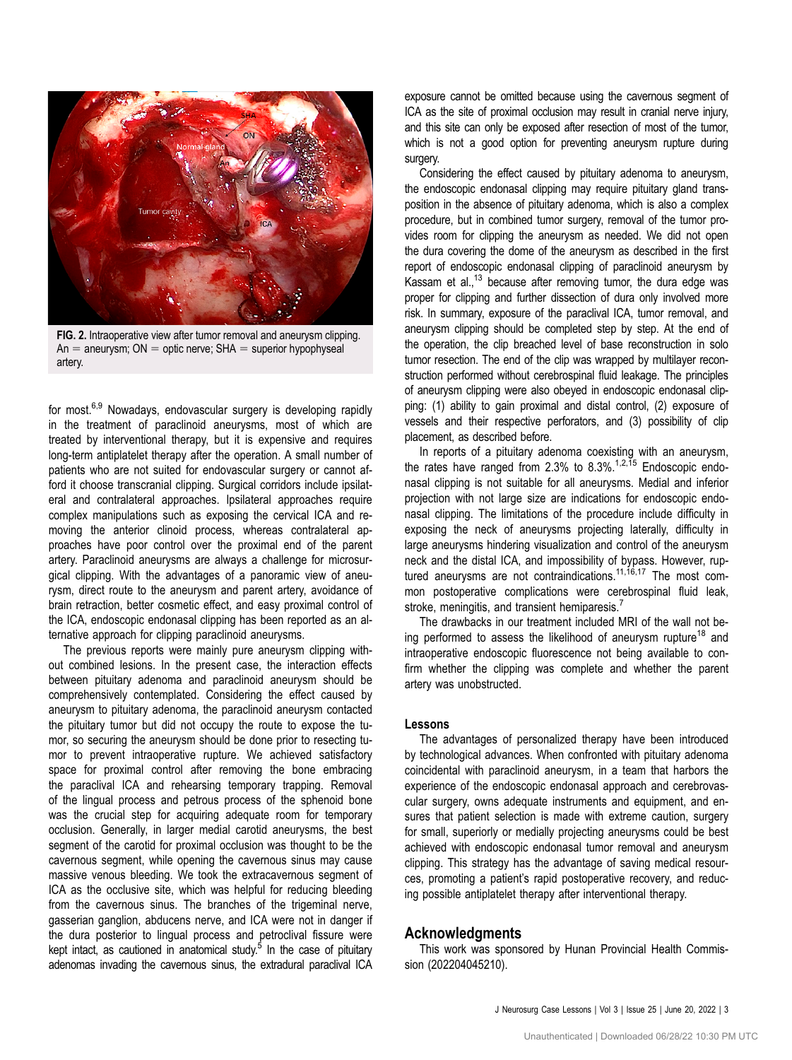FIG. 2. Intraoperative view after tumor removal and aneurysm clipping. An = aneurysm; ON = optic nerve; SHA = superior hypophyseal artery.

for most.[6,9] Nowadays, endovascular surgery is developing rapidly in the treatment of paraclinoid aneurysms, most of which are treated by interventional therapy, but it is expensive and requires long-term antiplatelet therapy after the operation. A small number of patients who are not suited for endovascular surgery or cannot afford it choose transcranial clipping. Surgical corridors include ipsilateral and contralateral approaches. Ipsilateral approaches require complex manipulations such as exposing the cervical ICA and removing the anterior clinoid process, whereas contralateral approaches have poor control over the proximal end of the parent artery. Paraclinoid aneurysms are always a challenge for microsurgical clipping. With the advantages of a panoramic view of aneurysm, direct route to the aneurysm and parent artery, avoidance of brain retraction, better cosmetic effect, and easy proximal control of the ICA, endoscopic endonasal clipping has been reported as an alternative approach for clipping paraclinoid aneurysms.

The previous reports were mainly pure aneurysm clipping without combined lesions. In the present case, the interaction effects between pituitary adenoma and paraclinoid aneurysm should be comprehensively contemplated. Considering the effect caused by aneurysm to pituitary adenoma, the paraclinoid aneurysm contacted the pituitary tumor but did not occupy the route to expose the tumor, so securing the aneurysm should be done prior to resecting tumor to prevent intraoperative rupture. We achieved satisfactory space for proximal control after removing the bone embracing the paraclival ICA and rehearsing temporary trapping. Removal of the lingual process and petrous process of the sphenoid bone was the crucial step for acquiring adequate room for temporary occlusion. Generally, in larger medial carotid aneurysms, the best segment of the carotid for proximal occlusion was thought to be the cavernous segment, while opening the cavernous sinus may cause massive venous bleeding. We took the extracavernous segment of ICA as the occlusive site, which was helpful for reducing bleeding from the cavernous sinus. The branches of the trigeminal nerve, gasserian ganglion, abducens nerve, and ICA were not in danger if the dura posterior to lingual process and petroclival fissure were kept intact, as cautioned in anatomical study.[5] In the case of pituitary adenomas invading the cavernous sinus, the extradural paraclival ICA exposure cannot be omitted because using the cavernous segment of ICA as the site of proximal occlusion may result in cranial nerve injury, and this site can only be exposed after resection of most of the tumor, which is not a good option for preventing aneurysm rupture during surgery.

Considering the effect caused by pituitary adenoma to aneurysm, the endoscopic endonasal clipping may require pituitary gland transposition in the absence of pituitary adenoma, which is also a complex procedure, but in combined tumor surgery, removal of the tumor provides room for clipping the aneurysm as needed. We did not open the dura covering the dome of the aneurysm as described in the first report of endoscopic endonasal clipping of paraclinoid aneurysm by Kassam et al.,[13] because after removing tumor, the dura edge was proper for clipping and further dissection of dura only involved more risk. In summary, exposure of the paraclival ICA, tumor removal, and aneurysm clipping should be completed step by step. At the end of the operation, the clip breached level of base reconstruction in solo tumor resection. The end of the clip was wrapped by multilayer reconstruction performed without cerebrospinal fluid leakage. The principles of aneurysm clipping were also obeyed in endoscopic endonasal clipping: (1) ability to gain proximal and distal control, (2) exposure of vessels and their respective perforators, and (3) possibility of clip placement, as described before.

In reports of a pituitary adenoma coexisting with an aneurysm, the rates have ranged from 2.3% to 8.3%.[1,2,15] Endoscopic endonasal clipping is not suitable for all aneurysms. Medial and inferior projection with not large size are indications for endoscopic endonasal clipping. The limitations of the procedure include difficulty in exposing the neck of aneurysms projecting laterally, difficulty in large aneurysms hindering visualization and control of the aneurysm neck and the distal ICA, and impossibility of bypass. However, ruptured aneurysms are not contraindications.[11,16,17] The most common postoperative complications were cerebrospinal fluid leak, stroke, meningitis, and transient hemiparesis.[7]

The drawbacks in our treatment included MRI of the wall not being performed to assess the likelihood of aneurysm rupture[18] and intraoperative endoscopic fluorescence not being available to confirm whether the clipping was complete and whether the parent artery was unobstructed.

### Lessons

The advantages of personalized therapy have been introduced by technological advances. When confronted with pituitary adenoma coincidental with paraclinoid aneurysm, in a team that harbors the experience of the endoscopic endonasal approach and cerebrovascular surgery, owns adequate instruments and equipment, and ensures that patient selection is made with extreme caution, surgery for small, superiorly or medially projecting aneurysms could be best achieved with endoscopic endonasal tumor removal and aneurysm clipping. This strategy has the advantage of saving medical resources, promoting a patient's rapid postoperative recovery, and reducing possible antiplatelet therapy after interventional therapy.

## Acknowledgments

This work was sponsored by Hunan Provincial Health Commission (202204045210).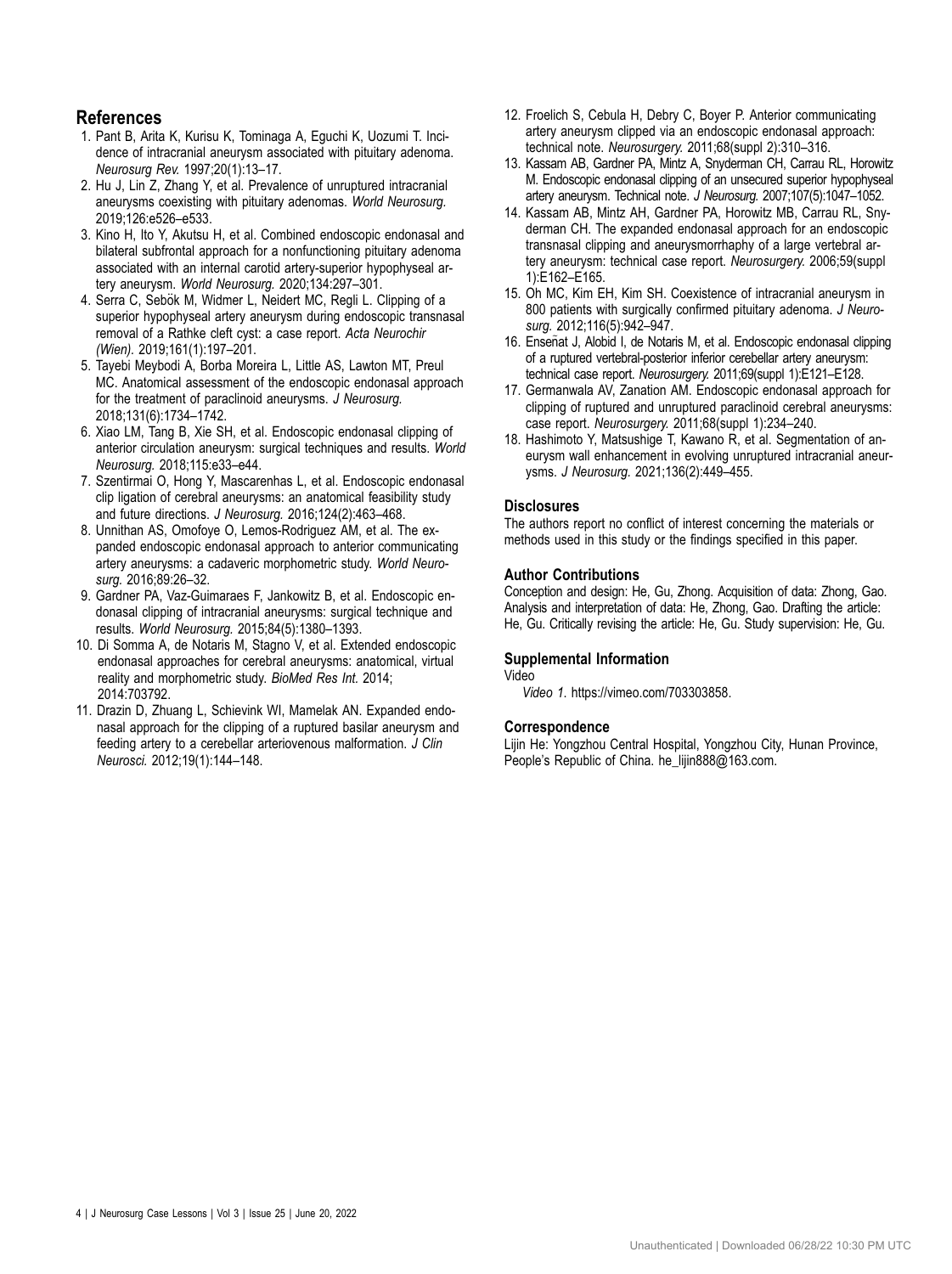## References

1. Pant B, Arita K, Kurisu K, Tominaga A, Eguchi K, Uozumi T. Incidence of intracranial aneurysm associated with pituitary adenoma. *Neurosurg Rev.* 1997;20(1):13–17.
2. Hu J, Lin Z, Zhang Y, et al. Prevalence of unruptured intracranial aneurysms coexisting with pituitary adenomas. *World Neurosurg.* 2019;126:e526–e533.
3. Kino H, Ito Y, Akutsu H, et al. Combined endoscopic endonasal and bilateral subfrontal approach for a nonfunctioning pituitary adenoma associated with an internal carotid artery-superior hypophyseal artery aneurysm. *World Neurosurg.* 2020;134:297–301.
4. Serra C, Sebök M, Widmer L, Neidert MC, Regli L. Clipping of a superior hypophyseal artery aneurysm during endoscopic transnasal removal of a Rathke cleft cyst: a case report. *Acta Neurochir (Wien).* 2019;161(1):197–201.
5. Tayebi Meybodi A, Borba Moreira L, Little AS, Lawton MT, Preul MC. Anatomical assessment of the endoscopic endonasal approach for the treatment of paraclinoid aneurysms. *J Neurosurg.* 2018;131(6):1734–1742.
6. Xiao LM, Tang B, Xie SH, et al. Endoscopic endonasal clipping of anterior circulation aneurysm: surgical techniques and results. *World Neurosurg.* 2018;115:e33–e44.
7. Szentirmai O, Hong Y, Mascarenhas L, et al. Endoscopic endonasal clip ligation of cerebral aneurysms: an anatomical feasibility study and future directions. *J Neurosurg.* 2016;124(2):463–468.
8. Unnithan AS, Omofoye O, Lemos-Rodriguez AM, et al. The expanded endoscopic endonasal approach to anterior communicating artery aneurysms: a cadaveric morphometric study. *World Neurosurg.* 2016;89:26–32.
9. Gardner PA, Vaz-Guimaraes F, Jankowitz B, et al. Endoscopic endonasal clipping of intracranial aneurysms: surgical technique and results. *World Neurosurg.* 2015;84(5):1380–1393.
10. Di Somma A, de Notaris M, Stagno V, et al. Extended endoscopic endonasal approaches for cerebral aneurysms: anatomical, virtual reality and morphometric study. *BioMed Res Int.* 2014; 2014:703792.
11. Drazin D, Zhuang L, Schievink WI, Mamelak AN. Expanded endonasal approach for the clipping of a ruptured basilar aneurysm and feeding artery to a cerebellar arteriovenous malformation. *J Clin Neurosci.* 2012;19(1):144–148.
12. Froelich S, Cebula H, Debry C, Boyer P. Anterior communicating artery aneurysm clipped via an endoscopic endonasal approach: technical note. *Neurosurgery.* 2011;68(suppl 2):310–316.
13. Kassam AB, Gardner PA, Mintz A, Snyderman CH, Carrau RL, Horowitz M. Endoscopic endonasal clipping of an unsecured superior hypophyseal artery aneurysm. Technical note. *J Neurosurg.* 2007;107(5):1047–1052.
14. Kassam AB, Mintz AH, Gardner PA, Horowitz MB, Carrau RL, Snyderman CH. The expanded endonasal approach for an endoscopic transnasal clipping and aneurysmorrhaphy of a large vertebral artery aneurysm: technical case report. *Neurosurgery.* 2006;59(suppl 1):E162–E165.
15. Oh MC, Kim EH, Kim SH. Coexistence of intracranial aneurysm in 800 patients with surgically confirmed pituitary adenoma. *J Neurosurg.* 2012;116(5):942–947.
16. Enseñat J, Alobid I, de Notaris M, et al. Endoscopic endonasal clipping of a ruptured vertebral-posterior inferior cerebellar artery aneurysm: technical case report. *Neurosurgery.* 2011;69(suppl 1):E121–E128.
17. Germanwala AV, Zanation AM. Endoscopic endonasal approach for clipping of ruptured and unruptured paraclinoid cerebral aneurysms: case report. *Neurosurgery.* 2011;68(suppl 1):234–240.
18. Hashimoto Y, Matsushige T, Kawano R, et al. Segmentation of aneurysm wall enhancement in evolving unruptured intracranial aneurysms. *J Neurosurg.* 2021;136(2):449–455.

### Disclosures

The authors report no conflict of interest concerning the materials or methods used in this study or the findings specified in this paper.

### Author Contributions

Conception and design: He, Gu, Zhong. Acquisition of data: Zhong, Gao. Analysis and interpretation of data: He, Zhong, Gao. Drafting the article: He, Gu. Critically revising the article: He, Gu. Study supervision: He, Gu.

### Supplemental Information

Video

*Video 1.* https://vimeo.com/703303858.

### Correspondence

Lijin He: Yongzhou Central Hospital, Yongzhou City, Hunan Province, People's Republic of China. he_lijin888@163.com.